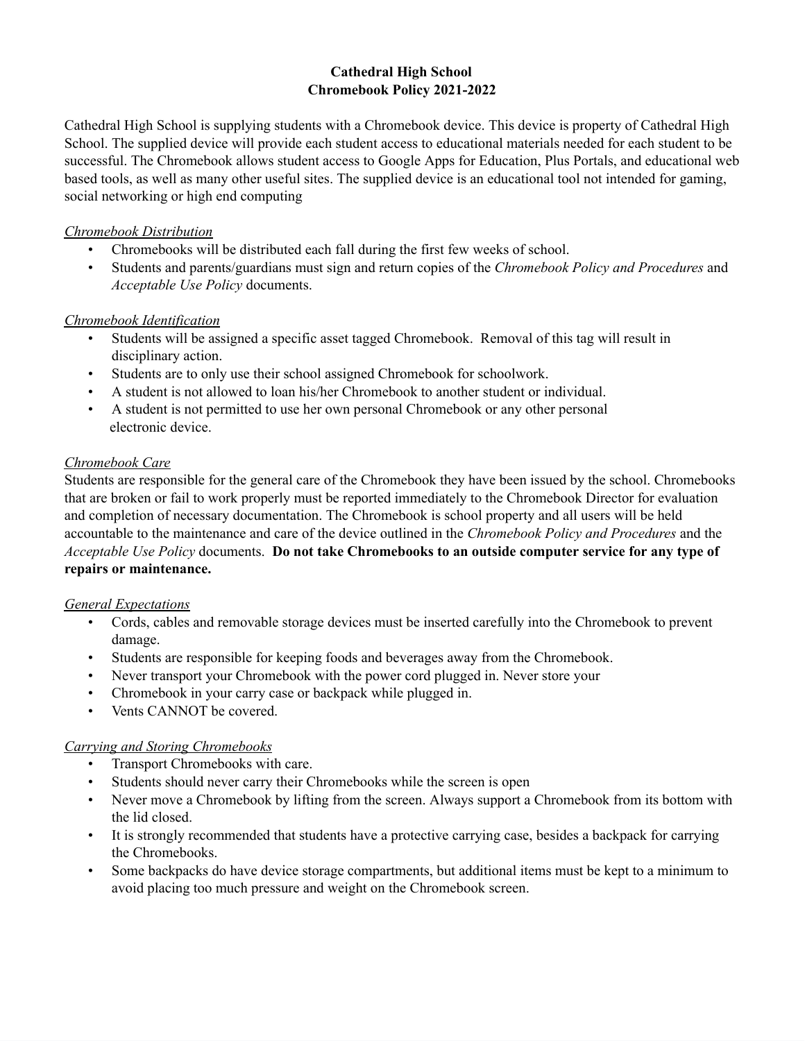**Cathedral High School**
**Chromebook Policy 2021-2022**

Cathedral High School is supplying students with a Chromebook device. This device is property of Cathedral High School. The supplied device will provide each student access to educational materials needed for each student to be successful. The Chromebook allows student access to Google Apps for Education, Plus Portals, and educational web based tools, as well as many other useful sites. The supplied device is an educational tool not intended for gaming, social networking or high end computing

*Chromebook Distribution*

- Chromebooks will be distributed each fall during the first few weeks of school.
- Students and parents/guardians must sign and return copies of the *Chromebook Policy and Procedures* and *Acceptable Use Policy* documents.

*Chromebook Identification*

- Students will be assigned a specific asset tagged Chromebook. Removal of this tag will result in disciplinary action.
- Students are to only use their school assigned Chromebook for schoolwork.
- A student is not allowed to loan his/her Chromebook to another student or individual.
- A student is not permitted to use her own personal Chromebook or any other personal electronic device.

*Chromebook Care*

Students are responsible for the general care of the Chromebook they have been issued by the school. Chromebooks that are broken or fail to work properly must be reported immediately to the Chromebook Director for evaluation and completion of necessary documentation. The Chromebook is school property and all users will be held accountable to the maintenance and care of the device outlined in the *Chromebook Policy and Procedures* and the *Acceptable Use Policy* documents. **Do not take Chromebooks to an outside computer service for any type of repairs or maintenance.**

*General Expectations*

- Cords, cables and removable storage devices must be inserted carefully into the Chromebook to prevent damage.
- Students are responsible for keeping foods and beverages away from the Chromebook.
- Never transport your Chromebook with the power cord plugged in. Never store your
- Chromebook in your carry case or backpack while plugged in.
- Vents CANNOT be covered.

*Carrying and Storing Chromebooks*

- Transport Chromebooks with care.
- Students should never carry their Chromebooks while the screen is open
- Never move a Chromebook by lifting from the screen. Always support a Chromebook from its bottom with the lid closed.
- It is strongly recommended that students have a protective carrying case, besides a backpack for carrying the Chromebooks.
- Some backpacks do have device storage compartments, but additional items must be kept to a minimum to avoid placing too much pressure and weight on the Chromebook screen.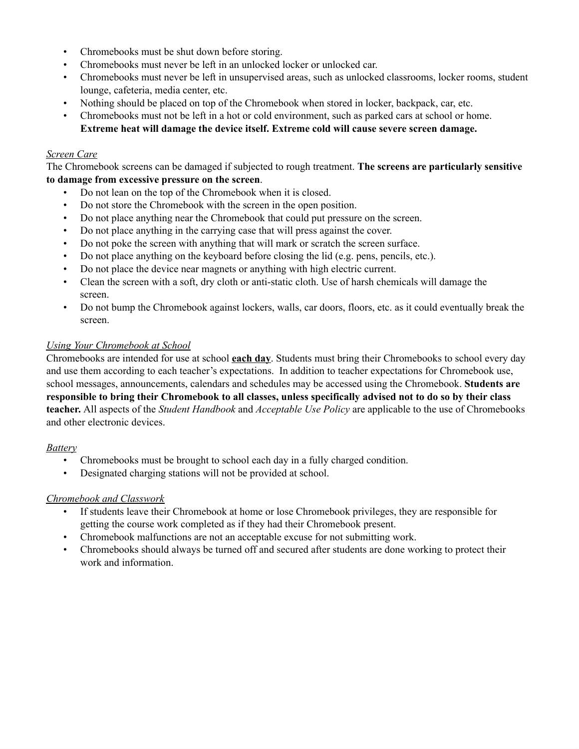- Chromebooks must be shut down before storing.
- Chromebooks must never be left in an unlocked locker or unlocked car.
- Chromebooks must never be left in unsupervised areas, such as unlocked classrooms, locker rooms, student lounge, cafeteria, media center, etc.
- Nothing should be placed on top of the Chromebook when stored in locker, backpack, car, etc.
- Chromebooks must not be left in a hot or cold environment, such as parked cars at school or home. **Extreme heat will damage the device itself. Extreme cold will cause severe screen damage.**

*Screen Care*

The Chromebook screens can be damaged if subjected to rough treatment. **The screens are particularly sensitive to damage from excessive pressure on the screen**.

- Do not lean on the top of the Chromebook when it is closed.
- Do not store the Chromebook with the screen in the open position.
- Do not place anything near the Chromebook that could put pressure on the screen.
- Do not place anything in the carrying case that will press against the cover.
- Do not poke the screen with anything that will mark or scratch the screen surface.
- Do not place anything on the keyboard before closing the lid (e.g. pens, pencils, etc.).
- Do not place the device near magnets or anything with high electric current.
- Clean the screen with a soft, dry cloth or anti-static cloth. Use of harsh chemicals will damage the screen.
- Do not bump the Chromebook against lockers, walls, car doors, floors, etc. as it could eventually break the screen.

*Using Your Chromebook at School*

Chromebooks are intended for use at school **each day**. Students must bring their Chromebooks to school every day and use them according to each teacher's expectations. In addition to teacher expectations for Chromebook use, school messages, announcements, calendars and schedules may be accessed using the Chromebook. **Students are responsible to bring their Chromebook to all classes, unless specifically advised not to do so by their class teacher.** All aspects of the *Student Handbook* and *Acceptable Use Policy* are applicable to the use of Chromebooks and other electronic devices.

*Battery*

- Chromebooks must be brought to school each day in a fully charged condition.
- Designated charging stations will not be provided at school.

*Chromebook and Classwork*

- If students leave their Chromebook at home or lose Chromebook privileges, they are responsible for getting the course work completed as if they had their Chromebook present.
- Chromebook malfunctions are not an acceptable excuse for not submitting work.
- Chromebooks should always be turned off and secured after students are done working to protect their work and information.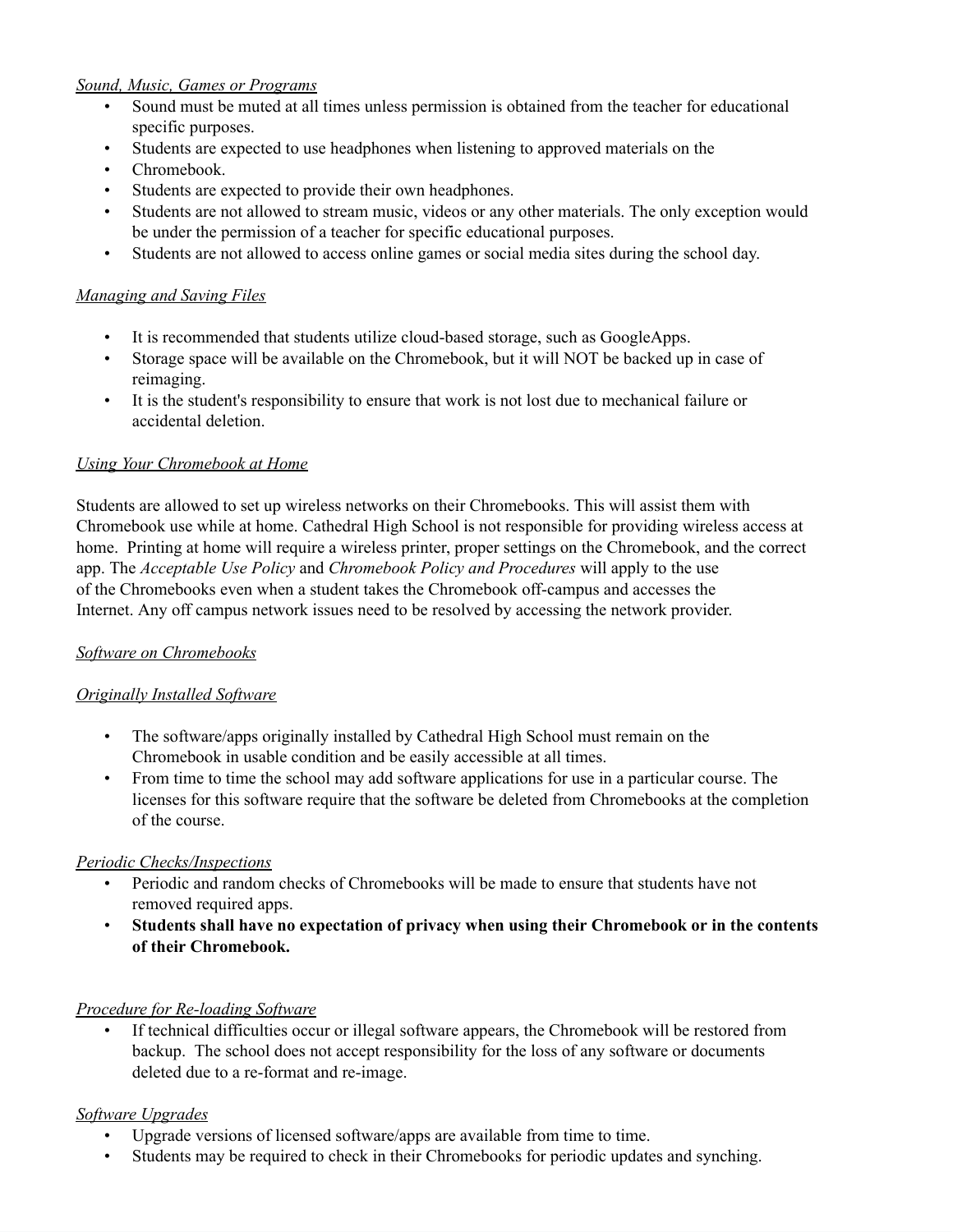*Sound, Music, Games or Programs*

- Sound must be muted at all times unless permission is obtained from the teacher for educational specific purposes.
- Students are expected to use headphones when listening to approved materials on the
- Chromebook.
- Students are expected to provide their own headphones.
- Students are not allowed to stream music, videos or any other materials. The only exception would be under the permission of a teacher for specific educational purposes.
- Students are not allowed to access online games or social media sites during the school day.

*Managing and Saving Files*

- It is recommended that students utilize cloud-based storage, such as GoogleApps.
- Storage space will be available on the Chromebook, but it will NOT be backed up in case of reimaging.
- It is the student's responsibility to ensure that work is not lost due to mechanical failure or accidental deletion.

*Using Your Chromebook at Home*

Students are allowed to set up wireless networks on their Chromebooks. This will assist them with Chromebook use while at home. Cathedral High School is not responsible for providing wireless access at home. Printing at home will require a wireless printer, proper settings on the Chromebook, and the correct app. The *Acceptable Use Policy* and *Chromebook Policy and Procedures* will apply to the use of the Chromebooks even when a student takes the Chromebook off-campus and accesses the Internet. Any off campus network issues need to be resolved by accessing the network provider.

*Software on Chromebooks*

*Originally Installed Software*

- The software/apps originally installed by Cathedral High School must remain on the Chromebook in usable condition and be easily accessible at all times.
- From time to time the school may add software applications for use in a particular course. The licenses for this software require that the software be deleted from Chromebooks at the completion of the course.

*Periodic Checks/Inspections*

- Periodic and random checks of Chromebooks will be made to ensure that students have not removed required apps.
- **Students shall have no expectation of privacy when using their Chromebook or in the contents of their Chromebook.**

*Procedure for Re-loading Software*

- If technical difficulties occur or illegal software appears, the Chromebook will be restored from backup. The school does not accept responsibility for the loss of any software or documents deleted due to a re-format and re-image.

*Software Upgrades*

- Upgrade versions of licensed software/apps are available from time to time.
- Students may be required to check in their Chromebooks for periodic updates and synching.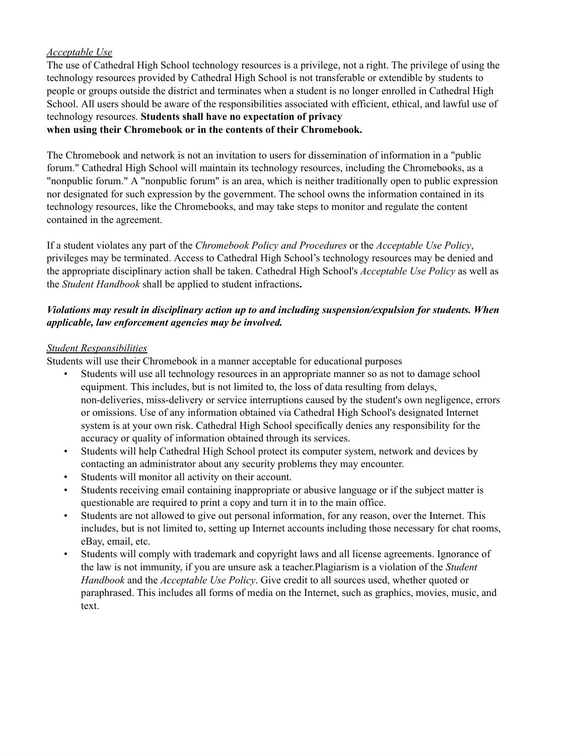*Acceptable Use*

The use of Cathedral High School technology resources is a privilege, not a right. The privilege of using the technology resources provided by Cathedral High School is not transferable or extendible by students to people or groups outside the district and terminates when a student is no longer enrolled in Cathedral High School. All users should be aware of the responsibilities associated with efficient, ethical, and lawful use of technology resources. **Students shall have no expectation of privacy when using their Chromebook or in the contents of their Chromebook.**

The Chromebook and network is not an invitation to users for dissemination of information in a "public forum." Cathedral High School will maintain its technology resources, including the Chromebooks, as a "nonpublic forum." A "nonpublic forum" is an area, which is neither traditionally open to public expression nor designated for such expression by the government. The school owns the information contained in its technology resources, like the Chromebooks, and may take steps to monitor and regulate the content contained in the agreement.

If a student violates any part of the *Chromebook Policy and Procedures* or the *Acceptable Use Policy*, privileges may be terminated. Access to Cathedral High School's technology resources may be denied and the appropriate disciplinary action shall be taken. Cathedral High School's *Acceptable Use Policy* as well as the *Student Handbook* shall be applied to student infractions**.**

***Violations may result in disciplinary action up to and including suspension/expulsion for students. When applicable, law enforcement agencies may be involved.***

*Student Responsibilities*

Students will use their Chromebook in a manner acceptable for educational purposes

- Students will use all technology resources in an appropriate manner so as not to damage school equipment. This includes, but is not limited to, the loss of data resulting from delays, non-deliveries, miss-delivery or service interruptions caused by the student's own negligence, errors or omissions. Use of any information obtained via Cathedral High School's designated Internet system is at your own risk. Cathedral High School specifically denies any responsibility for the accuracy or quality of information obtained through its services.
- Students will help Cathedral High School protect its computer system, network and devices by contacting an administrator about any security problems they may encounter.
- Students will monitor all activity on their account.
- Students receiving email containing inappropriate or abusive language or if the subject matter is questionable are required to print a copy and turn it in to the main office.
- Students are not allowed to give out personal information, for any reason, over the Internet. This includes, but is not limited to, setting up Internet accounts including those necessary for chat rooms, eBay, email, etc.
- Students will comply with trademark and copyright laws and all license agreements. Ignorance of the law is not immunity, if you are unsure ask a teacher.Plagiarism is a violation of the *Student Handbook* and the *Acceptable Use Policy*. Give credit to all sources used, whether quoted or paraphrased. This includes all forms of media on the Internet, such as graphics, movies, music, and text.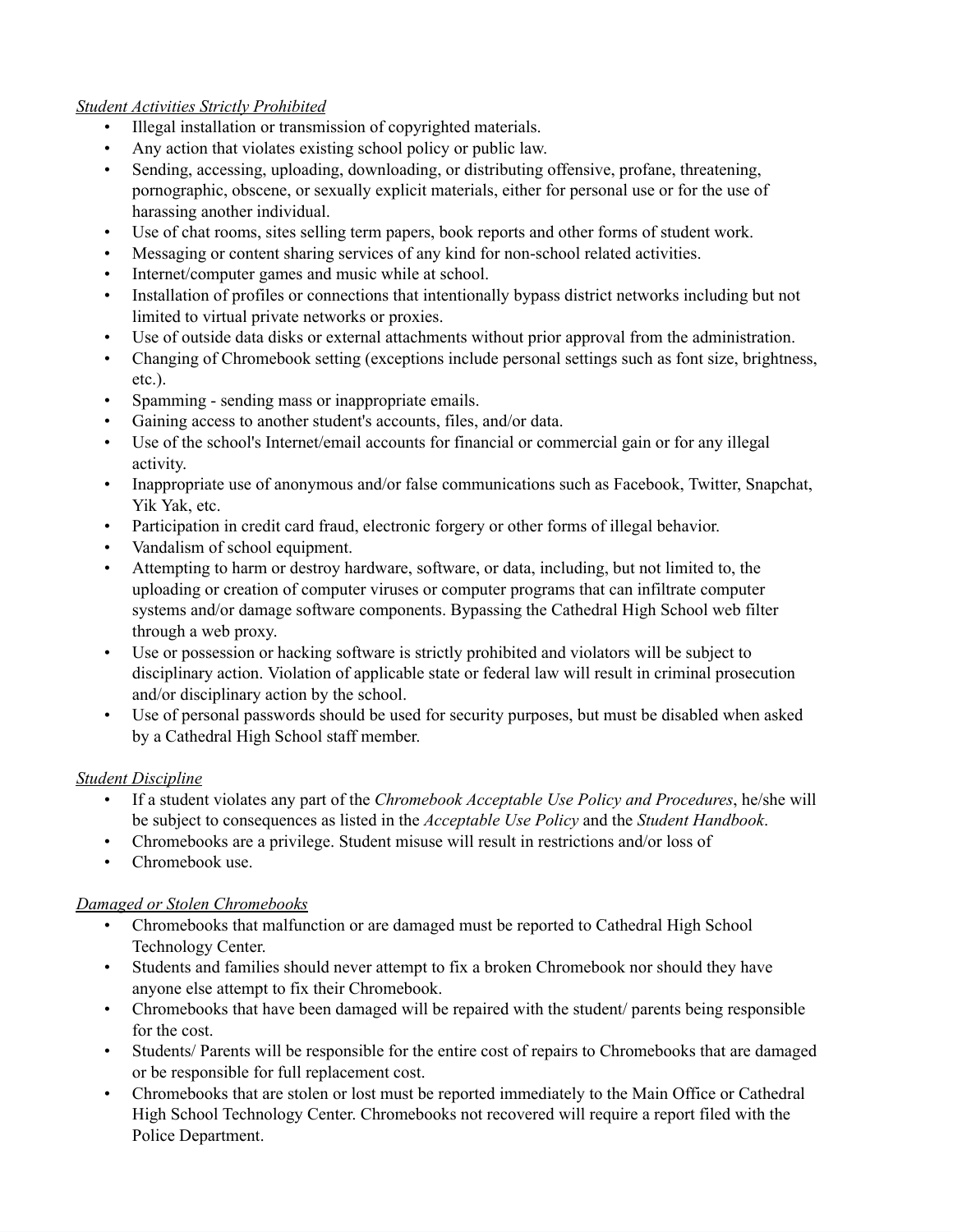*Student Activities Strictly Prohibited*

- Illegal installation or transmission of copyrighted materials.
- Any action that violates existing school policy or public law.
- Sending, accessing, uploading, downloading, or distributing offensive, profane, threatening, pornographic, obscene, or sexually explicit materials, either for personal use or for the use of harassing another individual.
- Use of chat rooms, sites selling term papers, book reports and other forms of student work.
- Messaging or content sharing services of any kind for non-school related activities.
- Internet/computer games and music while at school.
- Installation of profiles or connections that intentionally bypass district networks including but not limited to virtual private networks or proxies.
- Use of outside data disks or external attachments without prior approval from the administration.
- Changing of Chromebook setting (exceptions include personal settings such as font size, brightness, etc.).
- Spamming - sending mass or inappropriate emails.
- Gaining access to another student's accounts, files, and/or data.
- Use of the school's Internet/email accounts for financial or commercial gain or for any illegal activity.
- Inappropriate use of anonymous and/or false communications such as Facebook, Twitter, Snapchat, Yik Yak, etc.
- Participation in credit card fraud, electronic forgery or other forms of illegal behavior.
- Vandalism of school equipment.
- Attempting to harm or destroy hardware, software, or data, including, but not limited to, the uploading or creation of computer viruses or computer programs that can infiltrate computer systems and/or damage software components. Bypassing the Cathedral High School web filter through a web proxy.
- Use or possession or hacking software is strictly prohibited and violators will be subject to disciplinary action. Violation of applicable state or federal law will result in criminal prosecution and/or disciplinary action by the school.
- Use of personal passwords should be used for security purposes, but must be disabled when asked by a Cathedral High School staff member.

*Student Discipline*

- If a student violates any part of the *Chromebook Acceptable Use Policy and Procedures*, he/she will be subject to consequences as listed in the *Acceptable Use Policy* and the *Student Handbook*.
- Chromebooks are a privilege. Student misuse will result in restrictions and/or loss of
- Chromebook use.

*Damaged or Stolen Chromebooks*

- Chromebooks that malfunction or are damaged must be reported to Cathedral High School Technology Center.
- Students and families should never attempt to fix a broken Chromebook nor should they have anyone else attempt to fix their Chromebook.
- Chromebooks that have been damaged will be repaired with the student/ parents being responsible for the cost.
- Students/ Parents will be responsible for the entire cost of repairs to Chromebooks that are damaged or be responsible for full replacement cost.
- Chromebooks that are stolen or lost must be reported immediately to the Main Office or Cathedral High School Technology Center. Chromebooks not recovered will require a report filed with the Police Department.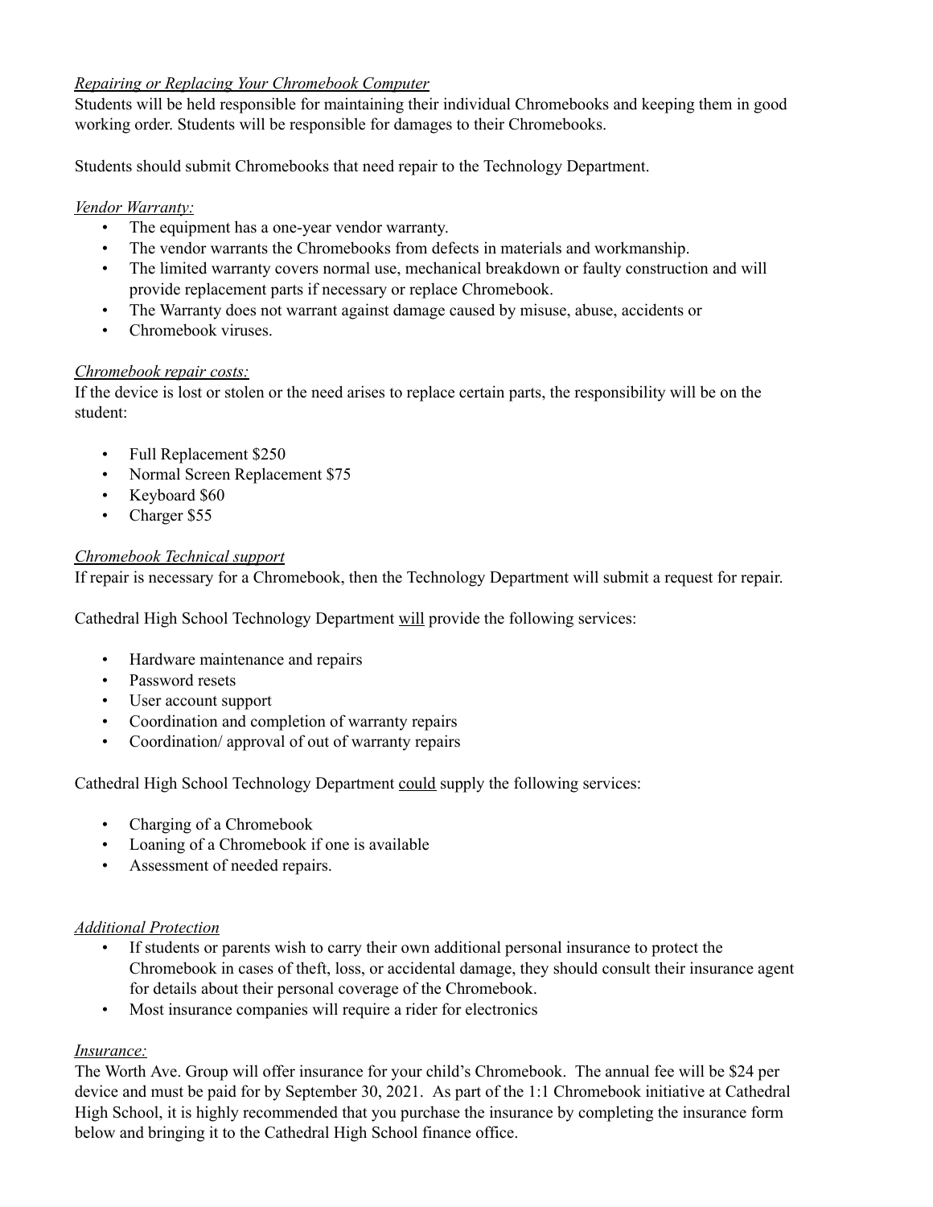*Repairing or Replacing Your Chromebook Computer*

Students will be held responsible for maintaining their individual Chromebooks and keeping them in good working order. Students will be responsible for damages to their Chromebooks.

Students should submit Chromebooks that need repair to the Technology Department.

*Vendor Warranty:*

- The equipment has a one-year vendor warranty.
- The vendor warrants the Chromebooks from defects in materials and workmanship.
- The limited warranty covers normal use, mechanical breakdown or faulty construction and will provide replacement parts if necessary or replace Chromebook.
- The Warranty does not warrant against damage caused by misuse, abuse, accidents or
- Chromebook viruses.

*Chromebook repair costs:*

If the device is lost or stolen or the need arises to replace certain parts, the responsibility will be on the student:

- Full Replacement $250
- Normal Screen Replacement $75
- Keyboard $60
- Charger $55

*Chromebook Technical support*

If repair is necessary for a Chromebook, then the Technology Department will submit a request for repair.

Cathedral High School Technology Department <u>will</u> provide the following services:

- Hardware maintenance and repairs
- Password resets
- User account support
- Coordination and completion of warranty repairs
- Coordination/ approval of out of warranty repairs

Cathedral High School Technology Department <u>could</u> supply the following services:

- Charging of a Chromebook
- Loaning of a Chromebook if one is available
- Assessment of needed repairs.

*Additional Protection*

- If students or parents wish to carry their own additional personal insurance to protect the Chromebook in cases of theft, loss, or accidental damage, they should consult their insurance agent for details about their personal coverage of the Chromebook.
- Most insurance companies will require a rider for electronics

*Insurance:*

The Worth Ave. Group will offer insurance for your child's Chromebook. The annual fee will be $24 per device and must be paid for by September 30, 2021. As part of the 1:1 Chromebook initiative at Cathedral High School, it is highly recommended that you purchase the insurance by completing the insurance form below and bringing it to the Cathedral High School finance office.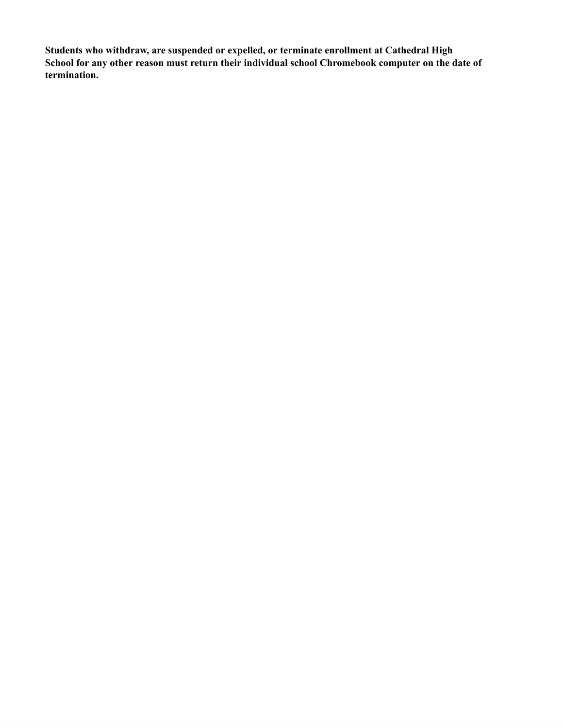**Students who withdraw, are suspended or expelled, or terminate enrollment at Cathedral High School for any other reason must return their individual school Chromebook computer on the date of termination.**